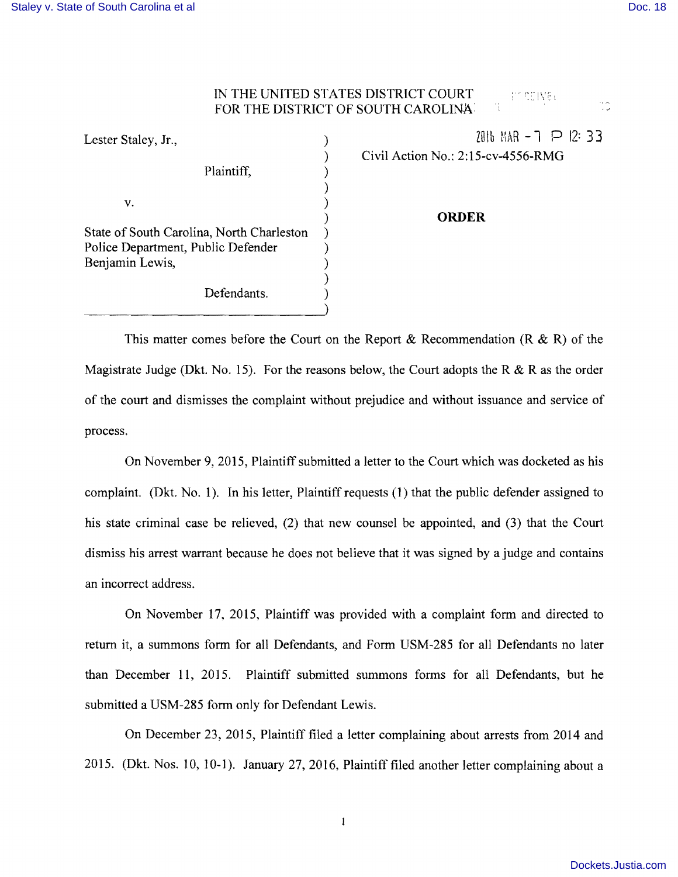IN THE UNITED STATES DISTRICT COURT
FOR THE DISTRICT OF SOUTH CAROLINA

2016 MAR -7 P 12:33

Lester Staley, Jr.,

Plaintiff,

v.

State of South Carolina, North Charleston Police Department, Public Defender Benjamin Lewis,

Defendants.

Civil Action No.: 2:15-cv-4556-RMG

**ORDER**

This matter comes before the Court on the Report & Recommendation (R & R) of the Magistrate Judge (Dkt. No. 15). For the reasons below, the Court adopts the R & R as the order of the court and dismisses the complaint without prejudice and without issuance and service of process.

On November 9, 2015, Plaintiff submitted a letter to the Court which was docketed as his complaint. (Dkt. No. 1). In his letter, Plaintiff requests (1) that the public defender assigned to his state criminal case be relieved, (2) that new counsel be appointed, and (3) that the Court dismiss his arrest warrant because he does not believe that it was signed by a judge and contains an incorrect address.

On November 17, 2015, Plaintiff was provided with a complaint form and directed to return it, a summons form for all Defendants, and Form USM-285 for all Defendants no later than December 11, 2015. Plaintiff submitted summons forms for all Defendants, but he submitted a USM-285 form only for Defendant Lewis.

On December 23, 2015, Plaintiff filed a letter complaining about arrests from 2014 and 2015. (Dkt. Nos. 10, 10-1). January 27, 2016, Plaintiff filed another letter complaining about a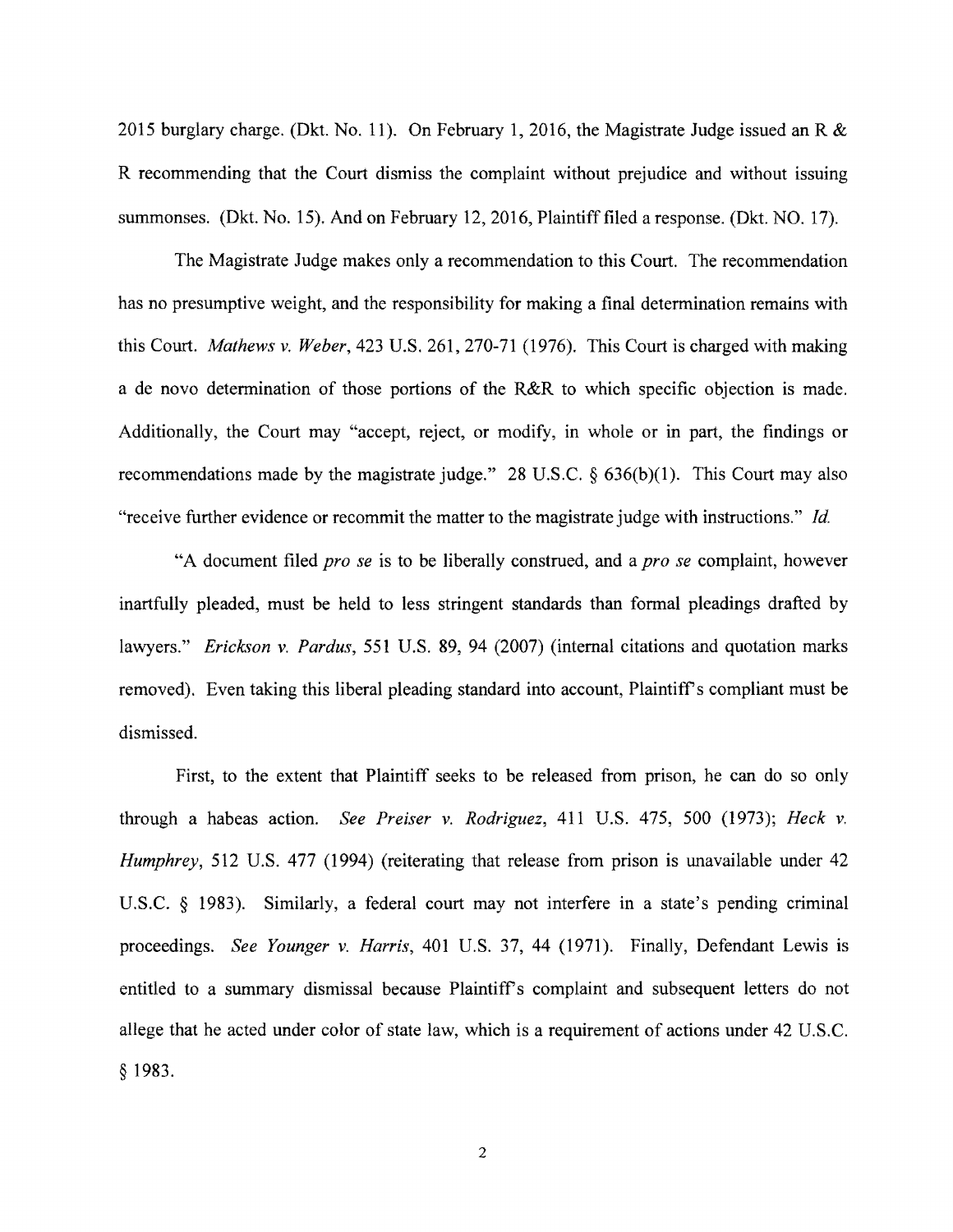2015 burglary charge. (Dkt. No. 11). On February 1, 2016, the Magistrate Judge issued an R & R recommending that the Court dismiss the complaint without prejudice and without issuing summonses. (Dkt. No. 15). And on February 12, 2016, Plaintiff filed a response. (Dkt. NO. 17).

The Magistrate Judge makes only a recommendation to this Court. The recommendation has no presumptive weight, and the responsibility for making a final determination remains with this Court. *Mathews v. Weber*, 423 U.S. 261, 270-71 (1976). This Court is charged with making a de novo determination of those portions of the R&R to which specific objection is made. Additionally, the Court may "accept, reject, or modify, in whole or in part, the findings or recommendations made by the magistrate judge." 28 U.S.C. § 636(b)(1). This Court may also "receive further evidence or recommit the matter to the magistrate judge with instructions." *Id.*

"A document filed *pro se* is to be liberally construed, and a *pro se* complaint, however inartfully pleaded, must be held to less stringent standards than formal pleadings drafted by lawyers." *Erickson v. Pardus*, 551 U.S. 89, 94 (2007) (internal citations and quotation marks removed). Even taking this liberal pleading standard into account, Plaintiff's compliant must be dismissed.

First, to the extent that Plaintiff seeks to be released from prison, he can do so only through a habeas action. *See Preiser v. Rodriguez*, 411 U.S. 475, 500 (1973); *Heck v. Humphrey*, 512 U.S. 477 (1994) (reiterating that release from prison is unavailable under 42 U.S.C. § 1983). Similarly, a federal court may not interfere in a state's pending criminal proceedings. *See Younger v. Harris*, 401 U.S. 37, 44 (1971). Finally, Defendant Lewis is entitled to a summary dismissal because Plaintiff's complaint and subsequent letters do not allege that he acted under color of state law, which is a requirement of actions under 42 U.S.C. § 1983.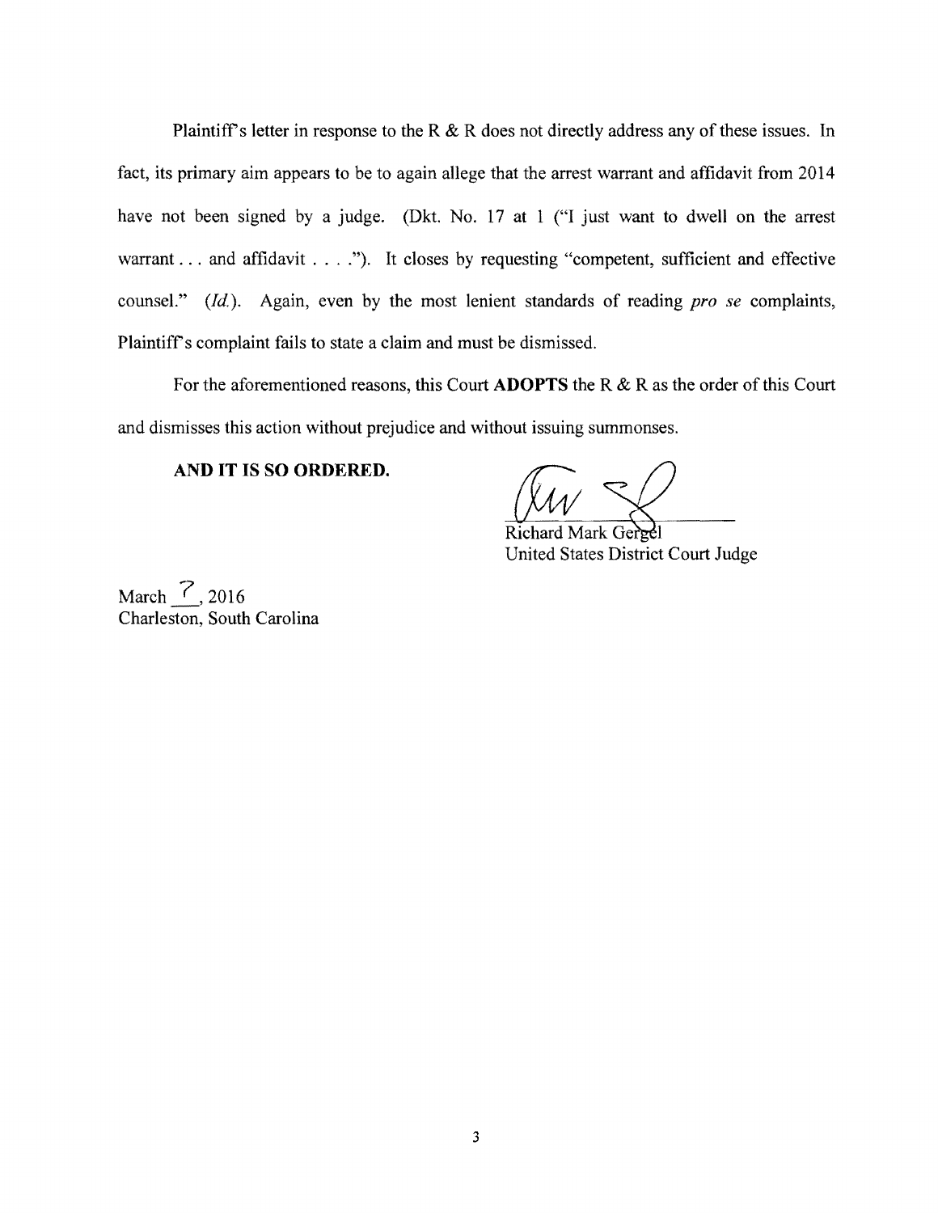Plaintiff's letter in response to the R & R does not directly address any of these issues. In fact, its primary aim appears to be to again allege that the arrest warrant and affidavit from 2014 have not been signed by a judge. (Dkt. No. 17 at 1 ("I just want to dwell on the arrest warrant . . . and affidavit . . . ."). It closes by requesting "competent, sufficient and effective counsel." (*Id.*). Again, even by the most lenient standards of reading *pro se* complaints, Plaintiff's complaint fails to state a claim and must be dismissed.

For the aforementioned reasons, this Court **ADOPTS** the R & R as the order of this Court and dismisses this action without prejudice and without issuing summonses.

**AND IT IS SO ORDERED.**

Richard Mark Gergel
United States District Court Judge

March 7, 2016
Charleston, South Carolina